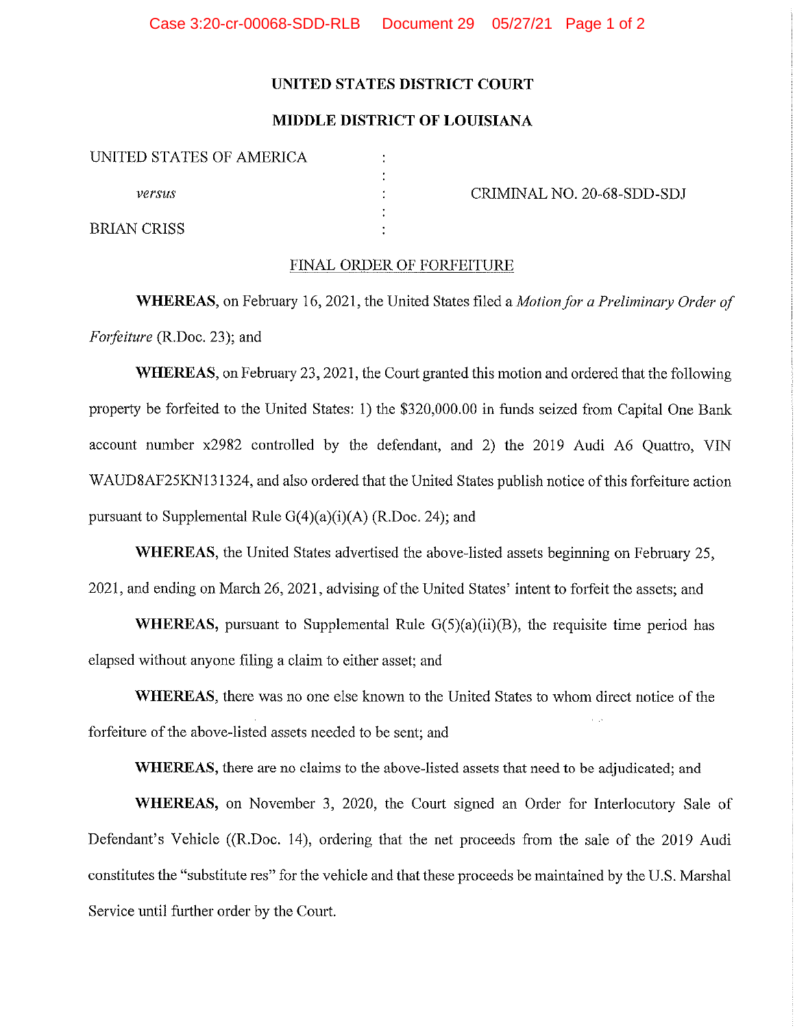**UNITED STATES DISTRICT COURT**

**MIDDLE DISTRICT OF LOUISIANA**

| | | |
|---|---|---|
| UNITED STATES OF AMERICA | : | |
| | : | |
| *versus* | : | CRIMINAL NO. 20-68-SDD-SDJ |
| | : | |
| BRIAN CRISS | : | |

FINAL ORDER OF FORFEITURE

**WHEREAS**, on February 16, 2021, the United States filed a *Motion for a Preliminary Order of Forfeiture* (R.Doc. 23); and

**WHEREAS**, on February 23, 2021, the Court granted this motion and ordered that the following property be forfeited to the United States: 1) the $320,000.00 in funds seized from Capital One Bank account number x2982 controlled by the defendant, and 2) the 2019 Audi A6 Quattro, VIN WAUD8AF25KN131324, and also ordered that the United States publish notice of this forfeiture action pursuant to Supplemental Rule G(4)(a)(i)(A) (R.Doc. 24); and

**WHEREAS**, the United States advertised the above-listed assets beginning on February 25, 2021, and ending on March 26, 2021, advising of the United States' intent to forfeit the assets; and

**WHEREAS,** pursuant to Supplemental Rule G(5)(a)(ii)(B), the requisite time period has elapsed without anyone filing a claim to either asset; and

**WHEREAS,** there was no one else known to the United States to whom direct notice of the forfeiture of the above-listed assets needed to be sent; and

**WHEREAS,** there are no claims to the above-listed assets that need to be adjudicated; and

**WHEREAS,** on November 3, 2020, the Court signed an Order for Interlocutory Sale of Defendant's Vehicle ((R.Doc. 14), ordering that the net proceeds from the sale of the 2019 Audi constitutes the "substitute res" for the vehicle and that these proceeds be maintained by the U.S. Marshal Service until further order by the Court.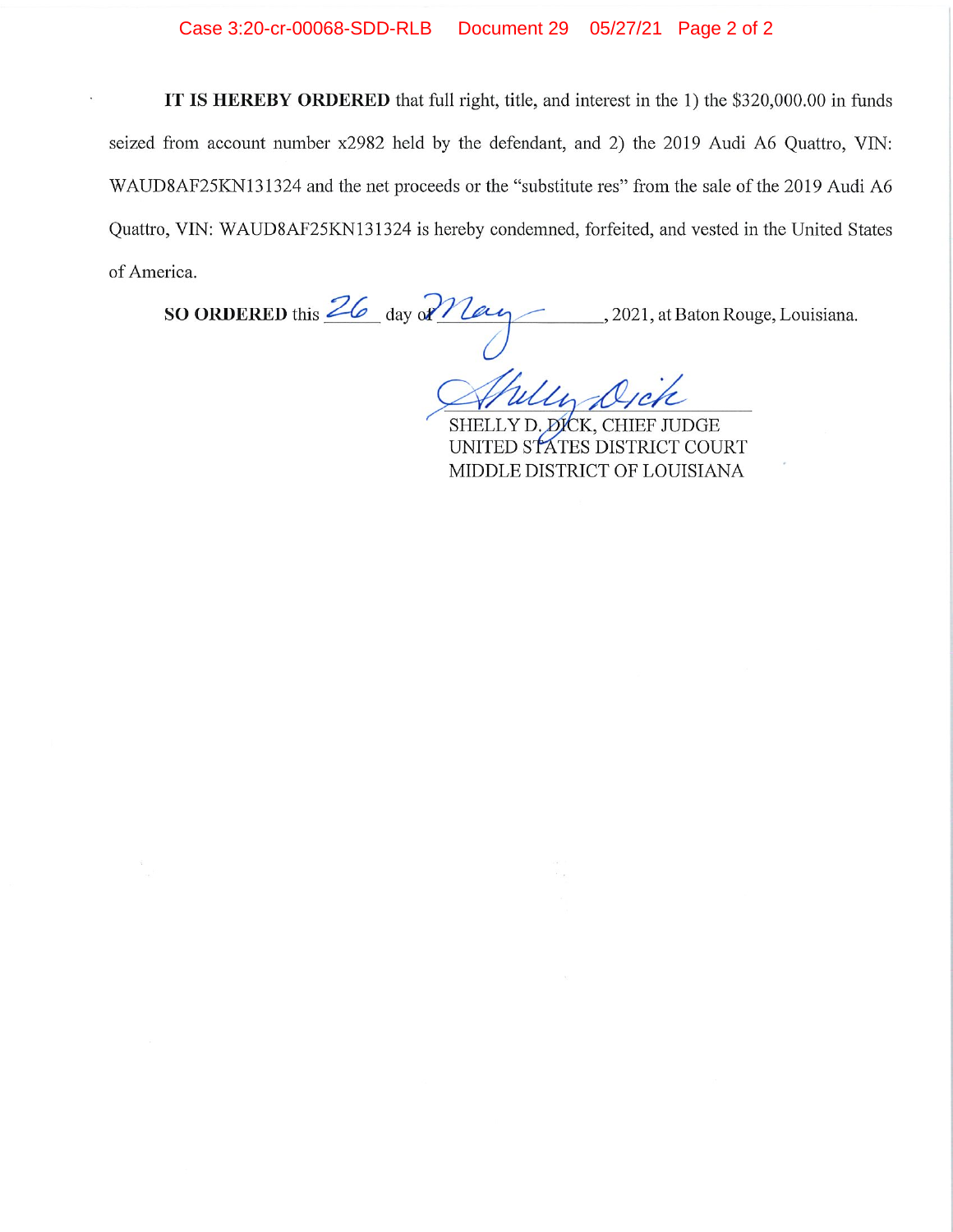**IT IS HEREBY ORDERED** that full right, title, and interest in the 1) the $320,000.00 in funds seized from account number x2982 held by the defendant, and 2) the 2019 Audi A6 Quattro, VIN: WAUD8AF25KN131324 and the net proceeds or the "substitute res" from the sale of the 2019 Audi A6 Quattro, VIN: WAUD8AF25KN131324 is hereby condemned, forfeited, and vested in the United States of America.

**SO ORDERED** this 26 day of May, 2021, at Baton Rouge, Louisiana.

Shelly Dick

SHELLY D. DICK, CHIEF JUDGE
UNITED STATES DISTRICT COURT
MIDDLE DISTRICT OF LOUISIANA